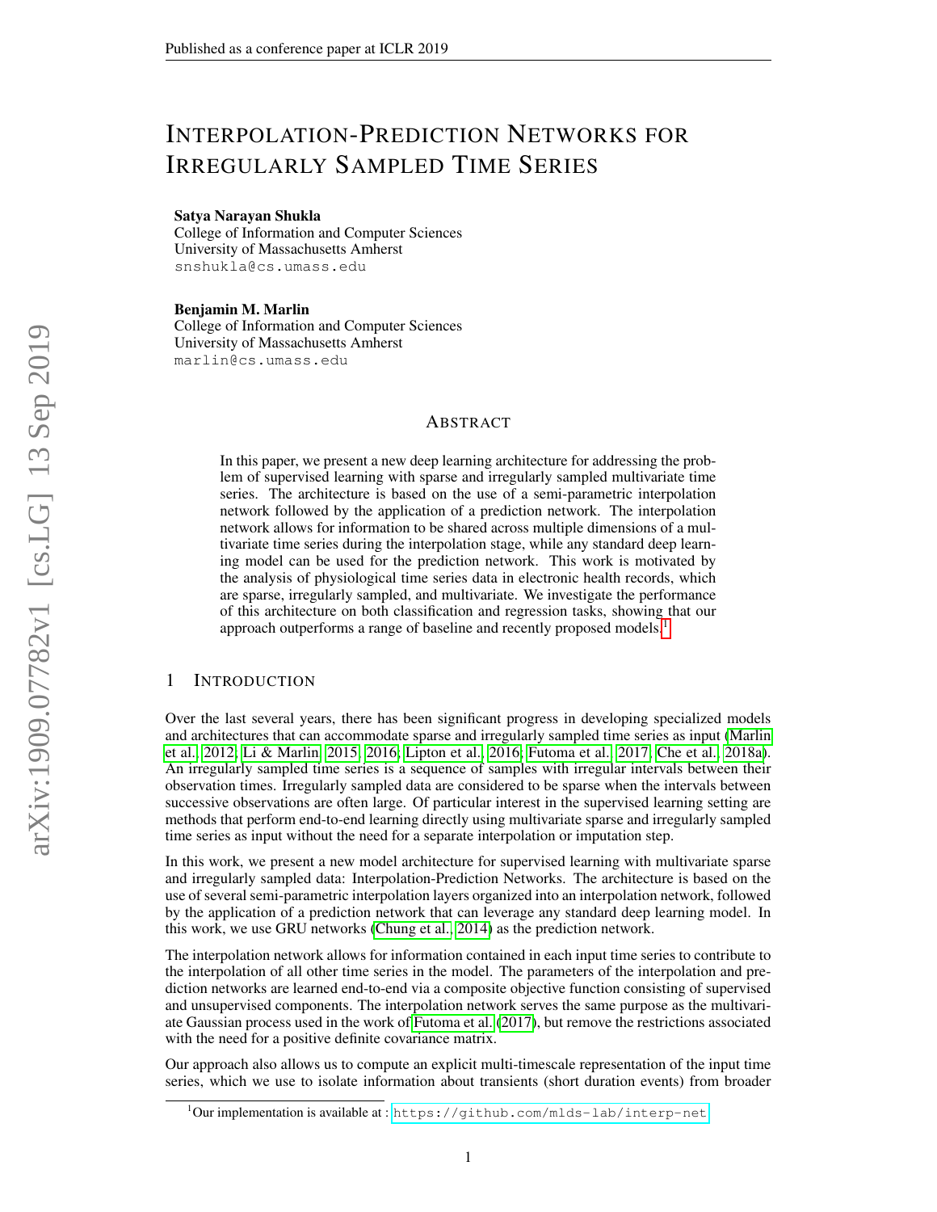# Interpolation-Prediction Networks for Irregularly Sampled Time Series

**Satya Narayan Shukla**
College of Information and Computer Sciences
University of Massachusetts Amherst
snshukla@cs.umass.edu

**Benjamin M. Marlin**
College of Information and Computer Sciences
University of Massachusetts Amherst
marlin@cs.umass.edu

## Abstract

In this paper, we present a new deep learning architecture for addressing the problem of supervised learning with sparse and irregularly sampled multivariate time series. The architecture is based on the use of a semi-parametric interpolation network followed by the application of a prediction network. The interpolation network allows for information to be shared across multiple dimensions of a multivariate time series during the interpolation stage, while any standard deep learning model can be used for the prediction network. This work is motivated by the analysis of physiological time series data in electronic health records, which are sparse, irregularly sampled, and multivariate. We investigate the performance of this architecture on both classification and regression tasks, showing that our approach outperforms a range of baseline and recently proposed models.[1]

## 1 Introduction

Over the last several years, there has been significant progress in developing specialized models and architectures that can accommodate sparse and irregularly sampled time series as input (Marlin et al., 2012; Li & Marlin, 2015; 2016; Lipton et al., 2016; Futoma et al., 2017; Che et al., 2018a). An irregularly sampled time series is a sequence of samples with irregular intervals between their observation times. Irregularly sampled data are considered to be sparse when the intervals between successive observations are often large. Of particular interest in the supervised learning setting are methods that perform end-to-end learning directly using multivariate sparse and irregularly sampled time series as input without the need for a separate interpolation or imputation step.

In this work, we present a new model architecture for supervised learning with multivariate sparse and irregularly sampled data: Interpolation-Prediction Networks. The architecture is based on the use of several semi-parametric interpolation layers organized into an interpolation network, followed by the application of a prediction network that can leverage any standard deep learning model. In this work, we use GRU networks (Chung et al., 2014) as the prediction network.

The interpolation network allows for information contained in each input time series to contribute to the interpolation of all other time series in the model. The parameters of the interpolation and prediction networks are learned end-to-end via a composite objective function consisting of supervised and unsupervised components. The interpolation network serves the same purpose as the multivariate Gaussian process used in the work of Futoma et al. (2017), but remove the restrictions associated with the need for a positive definite covariance matrix.

Our approach also allows us to compute an explicit multi-timescale representation of the input time series, which we use to isolate information about transients (short duration events) from broader

[1] Our implementation is available at : https://github.com/mlds-lab/interp-net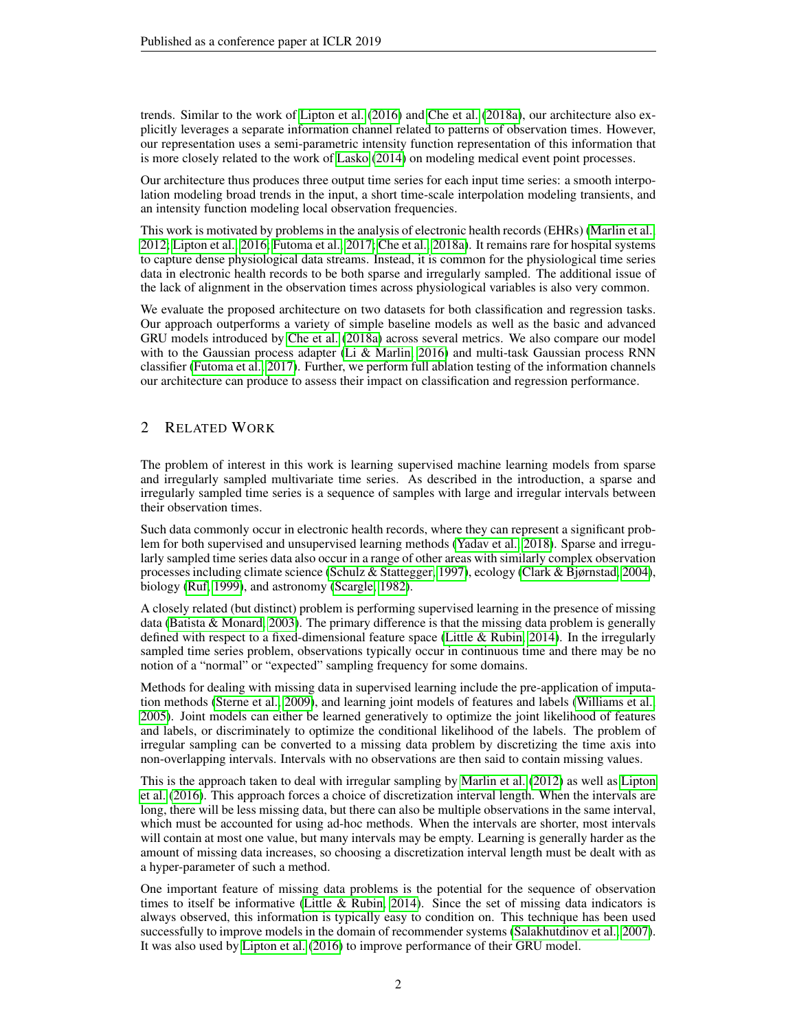trends. Similar to the work of Lipton et al. (2016) and Che et al. (2018a), our architecture also explicitly leverages a separate information channel related to patterns of observation times. However, our representation uses a semi-parametric intensity function representation of this information that is more closely related to the work of Lasko (2014) on modeling medical event point processes.

Our architecture thus produces three output time series for each input time series: a smooth interpolation modeling broad trends in the input, a short time-scale interpolation modeling transients, and an intensity function modeling local observation frequencies.

This work is motivated by problems in the analysis of electronic health records (EHRs) (Marlin et al., 2012; Lipton et al., 2016; Futoma et al., 2017; Che et al., 2018a). It remains rare for hospital systems to capture dense physiological data streams. Instead, it is common for the physiological time series data in electronic health records to be both sparse and irregularly sampled. The additional issue of the lack of alignment in the observation times across physiological variables is also very common.

We evaluate the proposed architecture on two datasets for both classification and regression tasks. Our approach outperforms a variety of simple baseline models as well as the basic and advanced GRU models introduced by Che et al. (2018a) across several metrics. We also compare our model with to the Gaussian process adapter (Li & Marlin, 2016) and multi-task Gaussian process RNN classifier (Futoma et al., 2017). Further, we perform full ablation testing of the information channels our architecture can produce to assess their impact on classification and regression performance.

## 2 Related Work

The problem of interest in this work is learning supervised machine learning models from sparse and irregularly sampled multivariate time series. As described in the introduction, a sparse and irregularly sampled time series is a sequence of samples with large and irregular intervals between their observation times.

Such data commonly occur in electronic health records, where they can represent a significant problem for both supervised and unsupervised learning methods (Yadav et al., 2018). Sparse and irregularly sampled time series data also occur in a range of other areas with similarly complex observation processes including climate science (Schulz & Stattegger, 1997), ecology (Clark & Bjørnstad, 2004), biology (Ruf, 1999), and astronomy (Scargle, 1982).

A closely related (but distinct) problem is performing supervised learning in the presence of missing data (Batista & Monard, 2003). The primary difference is that the missing data problem is generally defined with respect to a fixed-dimensional feature space (Little & Rubin, 2014). In the irregularly sampled time series problem, observations typically occur in continuous time and there may be no notion of a "normal" or "expected" sampling frequency for some domains.

Methods for dealing with missing data in supervised learning include the pre-application of imputation methods (Sterne et al., 2009), and learning joint models of features and labels (Williams et al., 2005). Joint models can either be learned generatively to optimize the joint likelihood of features and labels, or discriminately to optimize the conditional likelihood of the labels. The problem of irregular sampling can be converted to a missing data problem by discretizing the time axis into non-overlapping intervals. Intervals with no observations are then said to contain missing values.

This is the approach taken to deal with irregular sampling by Marlin et al. (2012) as well as Lipton et al. (2016). This approach forces a choice of discretization interval length. When the intervals are long, there will be less missing data, but there can also be multiple observations in the same interval, which must be accounted for using ad-hoc methods. When the intervals are shorter, most intervals will contain at most one value, but many intervals may be empty. Learning is generally harder as the amount of missing data increases, so choosing a discretization interval length must be dealt with as a hyper-parameter of such a method.

One important feature of missing data problems is the potential for the sequence of observation times to itself be informative (Little & Rubin, 2014). Since the set of missing data indicators is always observed, this information is typically easy to condition on. This technique has been used successfully to improve models in the domain of recommender systems (Salakhutdinov et al., 2007). It was also used by Lipton et al. (2016) to improve performance of their GRU model.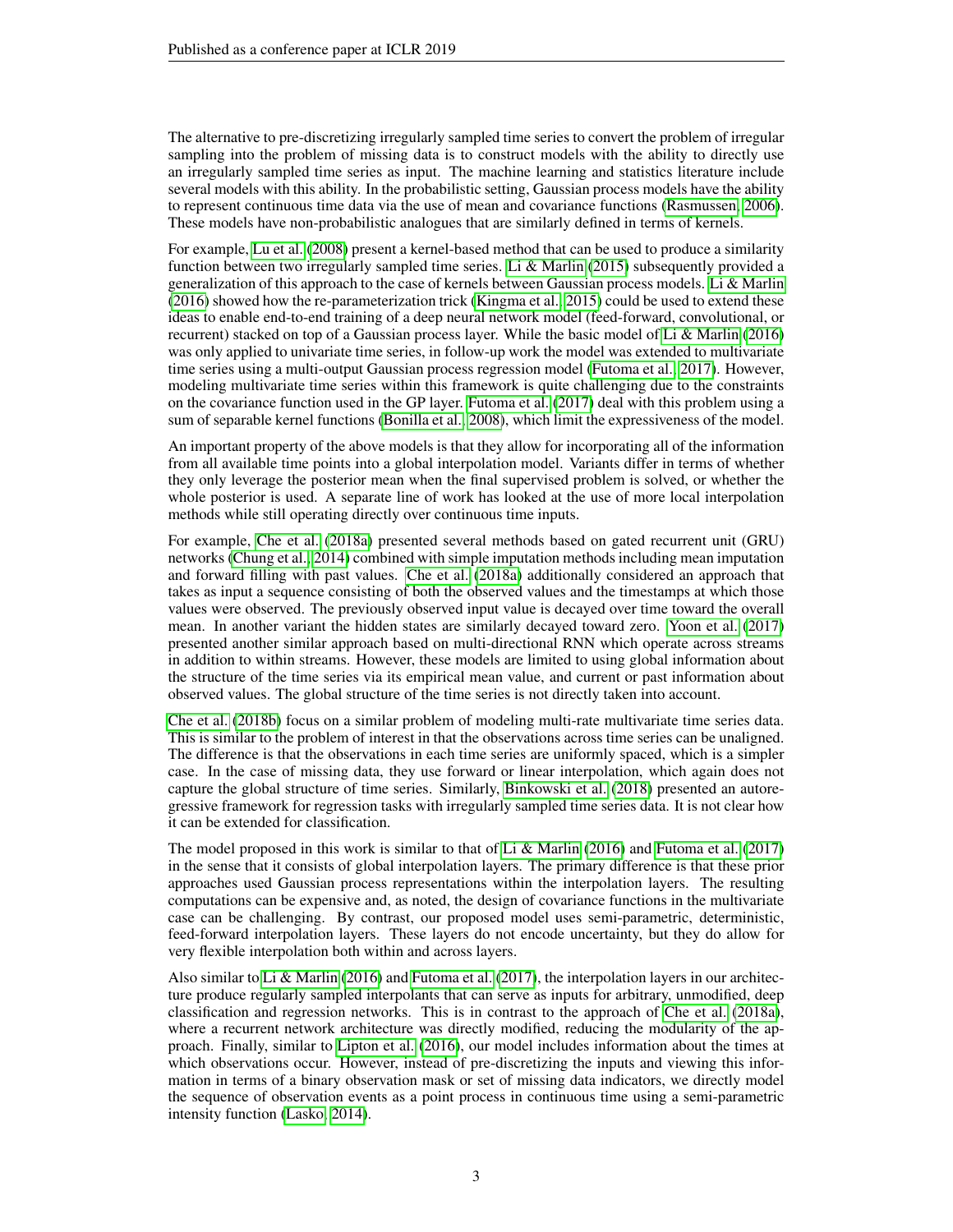The alternative to pre-discretizing irregularly sampled time series to convert the problem of irregular sampling into the problem of missing data is to construct models with the ability to directly use an irregularly sampled time series as input. The machine learning and statistics literature include several models with this ability. In the probabilistic setting, Gaussian process models have the ability to represent continuous time data via the use of mean and covariance functions (Rasmussen, 2006). These models have non-probabilistic analogues that are similarly defined in terms of kernels.

For example, Lu et al. (2008) present a kernel-based method that can be used to produce a similarity function between two irregularly sampled time series. Li & Marlin (2015) subsequently provided a generalization of this approach to the case of kernels between Gaussian process models. Li & Marlin (2016) showed how the re-parameterization trick (Kingma et al., 2015) could be used to extend these ideas to enable end-to-end training of a deep neural network model (feed-forward, convolutional, or recurrent) stacked on top of a Gaussian process layer. While the basic model of Li & Marlin (2016) was only applied to univariate time series, in follow-up work the model was extended to multivariate time series using a multi-output Gaussian process regression model (Futoma et al., 2017). However, modeling multivariate time series within this framework is quite challenging due to the constraints on the covariance function used in the GP layer. Futoma et al. (2017) deal with this problem using a sum of separable kernel functions (Bonilla et al., 2008), which limit the expressiveness of the model.

An important property of the above models is that they allow for incorporating all of the information from all available time points into a global interpolation model. Variants differ in terms of whether they only leverage the posterior mean when the final supervised problem is solved, or whether the whole posterior is used. A separate line of work has looked at the use of more local interpolation methods while still operating directly over continuous time inputs.

For example, Che et al. (2018a) presented several methods based on gated recurrent unit (GRU) networks (Chung et al., 2014) combined with simple imputation methods including mean imputation and forward filling with past values. Che et al. (2018a) additionally considered an approach that takes as input a sequence consisting of both the observed values and the timestamps at which those values were observed. The previously observed input value is decayed over time toward the overall mean. In another variant the hidden states are similarly decayed toward zero. Yoon et al. (2017) presented another similar approach based on multi-directional RNN which operate across streams in addition to within streams. However, these models are limited to using global information about the structure of the time series via its empirical mean value, and current or past information about observed values. The global structure of the time series is not directly taken into account.

Che et al. (2018b) focus on a similar problem of modeling multi-rate multivariate time series data. This is similar to the problem of interest in that the observations across time series can be unaligned. The difference is that the observations in each time series are uniformly spaced, which is a simpler case. In the case of missing data, they use forward or linear interpolation, which again does not capture the global structure of time series. Similarly, Binkowski et al. (2018) presented an autoregressive framework for regression tasks with irregularly sampled time series data. It is not clear how it can be extended for classification.

The model proposed in this work is similar to that of Li & Marlin (2016) and Futoma et al. (2017) in the sense that it consists of global interpolation layers. The primary difference is that these prior approaches used Gaussian process representations within the interpolation layers. The resulting computations can be expensive and, as noted, the design of covariance functions in the multivariate case can be challenging. By contrast, our proposed model uses semi-parametric, deterministic, feed-forward interpolation layers. These layers do not encode uncertainty, but they do allow for very flexible interpolation both within and across layers.

Also similar to Li & Marlin (2016) and Futoma et al. (2017), the interpolation layers in our architecture produce regularly sampled interpolants that can serve as inputs for arbitrary, unmodified, deep classification and regression networks. This is in contrast to the approach of Che et al. (2018a), where a recurrent network architecture was directly modified, reducing the modularity of the approach. Finally, similar to Lipton et al. (2016), our model includes information about the times at which observations occur. However, instead of pre-discretizing the inputs and viewing this information in terms of a binary observation mask or set of missing data indicators, we directly model the sequence of observation events as a point process in continuous time using a semi-parametric intensity function (Lasko, 2014).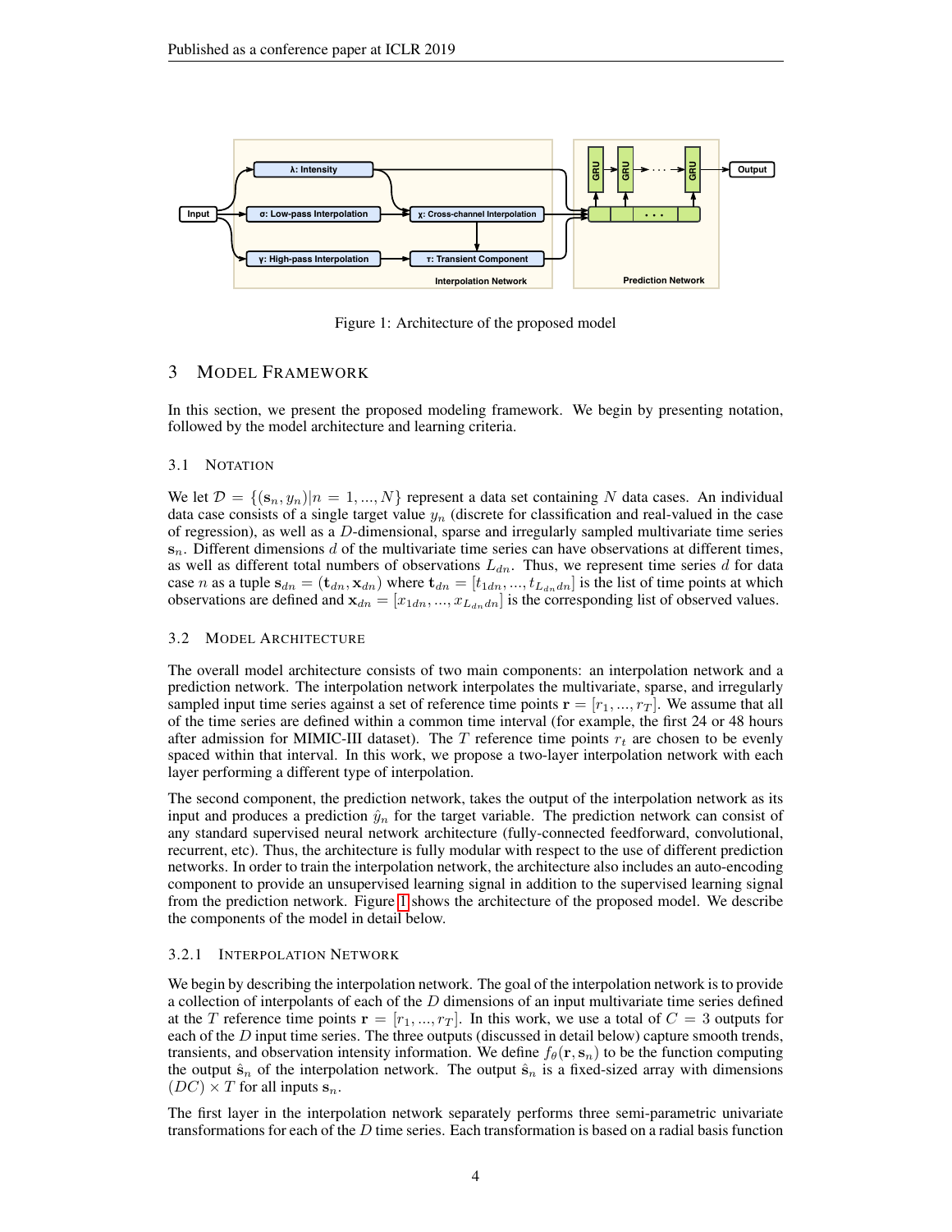Figure 1: Architecture of the proposed model

# 3 MODEL FRAMEWORK

In this section, we present the proposed modeling framework. We begin by presenting notation, followed by the model architecture and learning criteria.

## 3.1 NOTATION

We let $\mathcal{D} = \{(\mathbf{s}_n, y_n) | n = 1, ..., N\}$ represent a data set containing $N$ data cases. An individual data case consists of a single target value $y_n$ (discrete for classification and real-valued in the case of regression), as well as a $D$-dimensional, sparse and irregularly sampled multivariate time series $\mathbf{s}_n$. Different dimensions $d$ of the multivariate time series can have observations at different times, as well as different total numbers of observations $L_{dn}$. Thus, we represent time series $d$ for data case $n$ as a tuple $\mathbf{s}_{dn} = (\mathbf{t}_{dn}, \mathbf{x}_{dn})$ where $\mathbf{t}_{dn} = [t_{1dn}, ..., t_{L_{dn}dn}]$ is the list of time points at which observations are defined and $\mathbf{x}_{dn} = [x_{1dn}, ..., x_{L_{dn}dn}]$ is the corresponding list of observed values.

## 3.2 MODEL ARCHITECTURE

The overall model architecture consists of two main components: an interpolation network and a prediction network. The interpolation network interpolates the multivariate, sparse, and irregularly sampled input time series against a set of reference time points $\mathbf{r} = [r_1, ..., r_T]$. We assume that all of the time series are defined within a common time interval (for example, the first 24 or 48 hours after admission for MIMIC-III dataset). The $T$ reference time points $r_t$ are chosen to be evenly spaced within that interval. In this work, we propose a two-layer interpolation network with each layer performing a different type of interpolation.

The second component, the prediction network, takes the output of the interpolation network as its input and produces a prediction $\hat{y}_n$ for the target variable. The prediction network can consist of any standard supervised neural network architecture (fully-connected feedforward, convolutional, recurrent, etc). Thus, the architecture is fully modular with respect to the use of different prediction networks. In order to train the interpolation network, the architecture also includes an auto-encoding component to provide an unsupervised learning signal in addition to the supervised learning signal from the prediction network. Figure 1 shows the architecture of the proposed model. We describe the components of the model in detail below.

### 3.2.1 INTERPOLATION NETWORK

We begin by describing the interpolation network. The goal of the interpolation network is to provide a collection of interpolants of each of the $D$ dimensions of an input multivariate time series defined at the $T$ reference time points $\mathbf{r} = [r_1, ..., r_T]$. In this work, we use a total of $C = 3$ outputs for each of the $D$ input time series. The three outputs (discussed in detail below) capture smooth trends, transients, and observation intensity information. We define $f_\theta(\mathbf{r}, \mathbf{s}_n)$ to be the function computing the output $\hat{\mathbf{s}}_n$ of the interpolation network. The output $\hat{\mathbf{s}}_n$ is a fixed-sized array with dimensions $(DC) \times T$ for all inputs $\mathbf{s}_n$.

The first layer in the interpolation network separately performs three semi-parametric univariate transformations for each of the $D$ time series. Each transformation is based on a radial basis function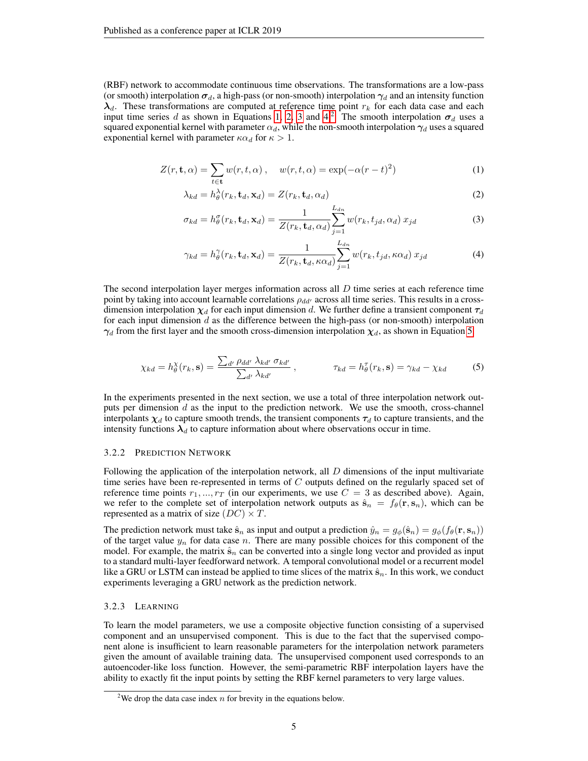(RBF) network to accommodate continuous time observations. The transformations are a low-pass (or smooth) interpolation $\boldsymbol{\sigma}_d$, a high-pass (or non-smooth) interpolation $\boldsymbol{\gamma}_d$ and an intensity function $\boldsymbol{\lambda}_d$. These transformations are computed at reference time point $r_k$ for each data case and each input time series $d$ as shown in Equations 1, 2, 3 and 4[2]. The smooth interpolation $\boldsymbol{\sigma}_d$ uses a squared exponential kernel with parameter $\alpha_d$, while the non-smooth interpolation $\boldsymbol{\gamma}_d$ uses a squared exponential kernel with parameter $\kappa\alpha_d$ for $\kappa > 1$.

$$Z(r, \mathbf{t}, \alpha) = \sum_{t \in \mathbf{t}} w(r, t, \alpha), \quad w(r, t, \alpha) = \exp(-\alpha(r-t)^2) \tag{1}$$

$$\lambda_{kd} = h_\theta^\lambda(r_k, \mathbf{t}_d, \mathbf{x}_d) = Z(r_k, \mathbf{t}_d, \alpha_d) \tag{2}$$

$$\sigma_{kd} = h_\theta^\sigma(r_k, \mathbf{t}_d, \mathbf{x}_d) = \frac{1}{Z(r_k, \mathbf{t}_d, \alpha_d)} \sum_{j=1}^{L_{dn}} w(r_k, t_{jd}, \alpha_d)\, x_{jd} \tag{3}$$

$$\gamma_{kd} = h_\theta^\gamma(r_k, \mathbf{t}_d, \mathbf{x}_d) = \frac{1}{Z(r_k, \mathbf{t}_d, \kappa\alpha_d)} \sum_{j=1}^{L_{dn}} w(r_k, t_{jd}, \kappa\alpha_d)\, x_{jd} \tag{4}$$

The second interpolation layer merges information across all $D$ time series at each reference time point by taking into account learnable correlations $\rho_{dd'}$ across all time series. This results in a cross-dimension interpolation $\boldsymbol{\chi}_d$ for each input dimension $d$. We further define a transient component $\boldsymbol{\tau}_d$ for each input dimension $d$ as the difference between the high-pass (or non-smooth) interpolation $\boldsymbol{\gamma}_d$ from the first layer and the smooth cross-dimension interpolation $\boldsymbol{\chi}_d$, as shown in Equation 5.

$$\chi_{kd} = h_\theta^\chi(r_k, \mathbf{s}) = \frac{\sum_{d'} \rho_{dd'}\, \lambda_{kd'}\, \sigma_{kd'}}{\sum_{d'} \lambda_{kd'}}, \qquad \tau_{kd} = h_\theta^\tau(r_k, \mathbf{s}) = \gamma_{kd} - \chi_{kd} \tag{5}$$

In the experiments presented in the next section, we use a total of three interpolation network outputs per dimension $d$ as the input to the prediction network. We use the smooth, cross-channel interpolants $\boldsymbol{\chi}_d$ to capture smooth trends, the transient components $\boldsymbol{\tau}_d$ to capture transients, and the intensity functions $\boldsymbol{\lambda}_d$ to capture information about where observations occur in time.

### 3.2.2 Prediction Network

Following the application of the interpolation network, all $D$ dimensions of the input multivariate time series have been re-represented in terms of $C$ outputs defined on the regularly spaced set of reference time points $r_1, ..., r_T$ (in our experiments, we use $C = 3$ as described above). Again, we refer to the complete set of interpolation network outputs as $\hat{\mathbf{s}}_n = f_\theta(\mathbf{r}, \mathbf{s}_n)$, which can be represented as a matrix of size $(DC) \times T$.

The prediction network must take $\hat{\mathbf{s}}_n$ as input and output a prediction $\hat{y}_n = g_\phi(\hat{\mathbf{s}}_n) = g_\phi(f_\theta(\mathbf{r}, \mathbf{s}_n))$ of the target value $y_n$ for data case $n$. There are many possible choices for this component of the model. For example, the matrix $\hat{\mathbf{s}}_n$ can be converted into a single long vector and provided as input to a standard multi-layer feedforward network. A temporal convolutional model or a recurrent model like a GRU or LSTM can instead be applied to time slices of the matrix $\hat{\mathbf{s}}_n$. In this work, we conduct experiments leveraging a GRU network as the prediction network.

### 3.2.3 Learning

To learn the model parameters, we use a composite objective function consisting of a supervised component and an unsupervised component. This is due to the fact that the supervised component alone is insufficient to learn reasonable parameters for the interpolation network parameters given the amount of available training data. The unsupervised component used corresponds to an autoencoder-like loss function. However, the semi-parametric RBF interpolation layers have the ability to exactly fit the input points by setting the RBF kernel parameters to very large values.

[2]We drop the data case index $n$ for brevity in the equations below.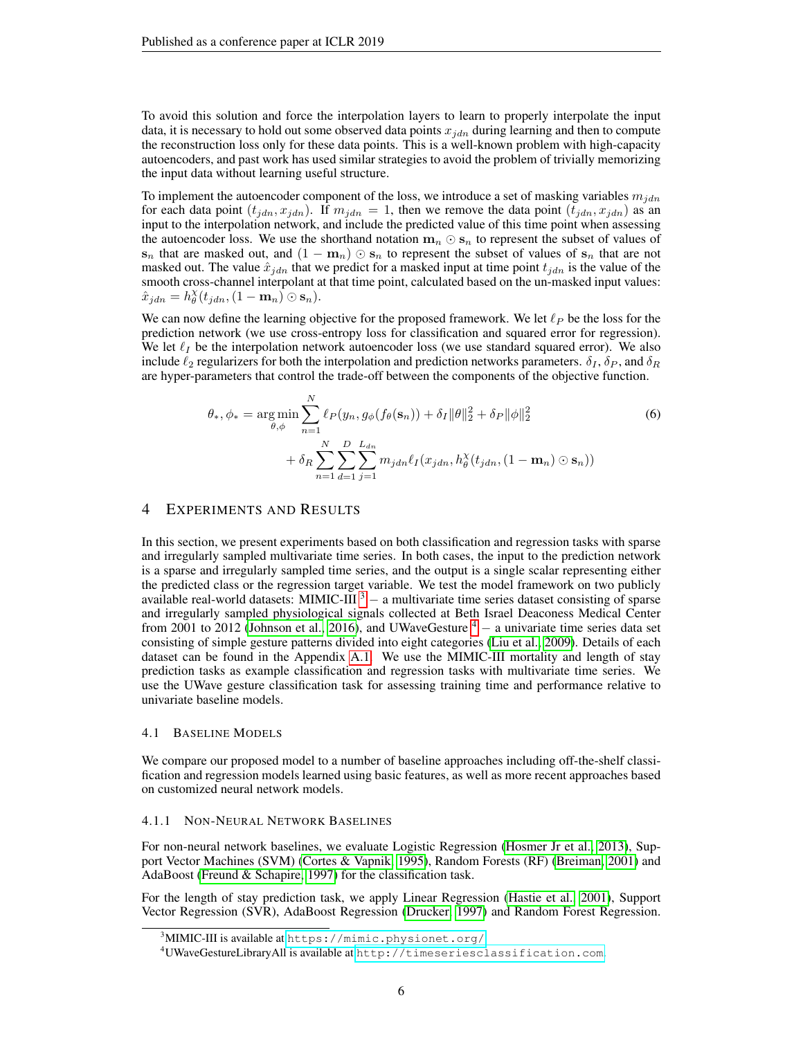To avoid this solution and force the interpolation layers to learn to properly interpolate the input data, it is necessary to hold out some observed data points $x_{jdn}$ during learning and then to compute the reconstruction loss only for these data points. This is a well-known problem with high-capacity autoencoders, and past work has used similar strategies to avoid the problem of trivially memorizing the input data without learning useful structure.

To implement the autoencoder component of the loss, we introduce a set of masking variables $m_{jdn}$ for each data point $(t_{jdn}, x_{jdn})$. If $m_{jdn} = 1$, then we remove the data point $(t_{jdn}, x_{jdn})$ as an input to the interpolation network, and include the predicted value of this time point when assessing the autoencoder loss. We use the shorthand notation $\mathbf{m}_n \odot \mathbf{s}_n$ to represent the subset of values of $\mathbf{s}_n$ that are masked out, and $(1 - \mathbf{m}_n) \odot \mathbf{s}_n$ to represent the subset of values of $\mathbf{s}_n$ that are not masked out. The value $\hat{x}_{jdn}$ that we predict for a masked input at time point $t_{jdn}$ is the value of the smooth cross-channel interpolant at that time point, calculated based on the un-masked input values: $\hat{x}_{jdn} = h^{\chi}_{\theta}(t_{jdn}, (1 - \mathbf{m}_n) \odot \mathbf{s}_n)$.

We can now define the learning objective for the proposed framework. We let $\ell_P$ be the loss for the prediction network (we use cross-entropy loss for classification and squared error for regression). We let $\ell_I$ be the interpolation network autoencoder loss (we use standard squared error). We also include $\ell_2$ regularizers for both the interpolation and prediction networks parameters. $\delta_I$, $\delta_P$, and $\delta_R$ are hyper-parameters that control the trade-off between the components of the objective function.

$$
\begin{aligned}
\theta_*, \phi_* = \underset{\theta, \phi}{\arg\min} \sum_{n=1}^{N} \ell_P(y_n, g_\phi(f_\theta(\mathbf{s}_n))) + \delta_I \|\theta\|_2^2 + \delta_P \|\phi\|_2^2 \\
+ \delta_R \sum_{n=1}^{N} \sum_{d=1}^{D} \sum_{j=1}^{L_{dn}} m_{jdn} \ell_I(x_{jdn}, h^{\chi}_{\theta}(t_{jdn}, (1 - \mathbf{m}_n) \odot \mathbf{s}_n))
\end{aligned} \tag{6}
$$

# 4 Experiments and Results

In this section, we present experiments based on both classification and regression tasks with sparse and irregularly sampled multivariate time series. In both cases, the input to the prediction network is a sparse and irregularly sampled time series, and the output is a single scalar representing either the predicted class or the regression target variable. We test the model framework on two publicly available real-world datasets: MIMIC-III [3] – a multivariate time series dataset consisting of sparse and irregularly sampled physiological signals collected at Beth Israel Deaconess Medical Center from 2001 to 2012 (Johnson et al., 2016), and UWaveGesture [4] – a univariate time series data set consisting of simple gesture patterns divided into eight categories (Liu et al., 2009). Details of each dataset can be found in the Appendix A.1. We use the MIMIC-III mortality and length of stay prediction tasks as example classification and regression tasks with multivariate time series. We use the UWave gesture classification task for assessing training time and performance relative to univariate baseline models.

## 4.1 Baseline Models

We compare our proposed model to a number of baseline approaches including off-the-shelf classification and regression models learned using basic features, as well as more recent approaches based on customized neural network models.

### 4.1.1 Non-Neural Network Baselines

For non-neural network baselines, we evaluate Logistic Regression (Hosmer Jr et al., 2013), Support Vector Machines (SVM) (Cortes & Vapnik, 1995), Random Forests (RF) (Breiman, 2001) and AdaBoost (Freund & Schapire, 1997) for the classification task.

For the length of stay prediction task, we apply Linear Regression (Hastie et al., 2001), Support Vector Regression (SVR), AdaBoost Regression (Drucker, 1997) and Random Forest Regression.

[3] MIMIC-III is available at https://mimic.physionet.org/

[4] UWaveGestureLibraryAll is available at http://timeseriesclassification.com.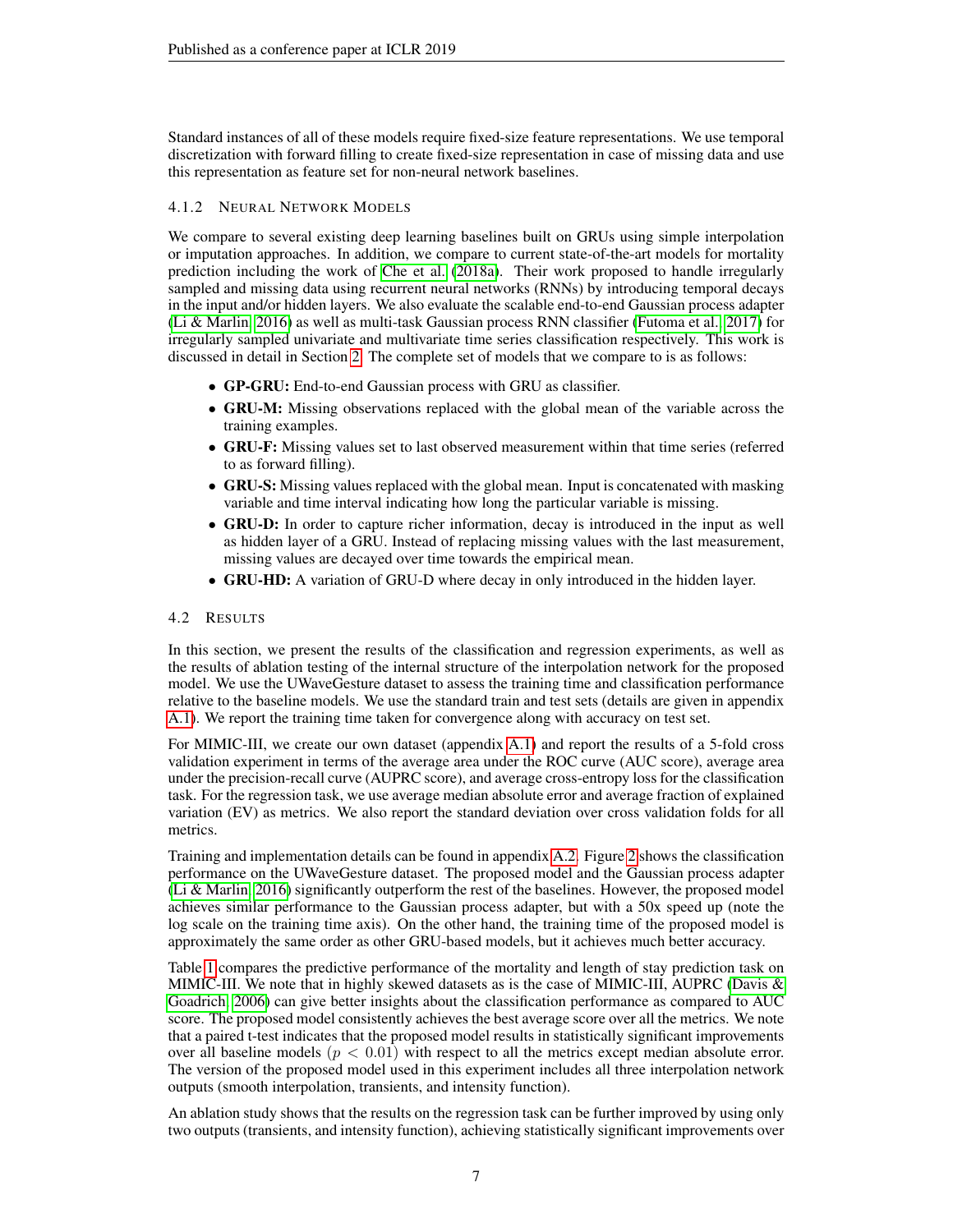Standard instances of all of these models require fixed-size feature representations. We use temporal discretization with forward filling to create fixed-size representation in case of missing data and use this representation as feature set for non-neural network baselines.

#### 4.1.2 Neural Network Models

We compare to several existing deep learning baselines built on GRUs using simple interpolation or imputation approaches. In addition, we compare to current state-of-the-art models for mortality prediction including the work of Che et al. (2018a). Their work proposed to handle irregularly sampled and missing data using recurrent neural networks (RNNs) by introducing temporal decays in the input and/or hidden layers. We also evaluate the scalable end-to-end Gaussian process adapter (Li & Marlin, 2016) as well as multi-task Gaussian process RNN classifier (Futoma et al., 2017) for irregularly sampled univariate and multivariate time series classification respectively. This work is discussed in detail in Section 2. The complete set of models that we compare to is as follows:

- **GP-GRU:** End-to-end Gaussian process with GRU as classifier.
- **GRU-M:** Missing observations replaced with the global mean of the variable across the training examples.
- **GRU-F:** Missing values set to last observed measurement within that time series (referred to as forward filling).
- **GRU-S:** Missing values replaced with the global mean. Input is concatenated with masking variable and time interval indicating how long the particular variable is missing.
- **GRU-D:** In order to capture richer information, decay is introduced in the input as well as hidden layer of a GRU. Instead of replacing missing values with the last measurement, missing values are decayed over time towards the empirical mean.
- **GRU-HD:** A variation of GRU-D where decay in only introduced in the hidden layer.

### 4.2 Results

In this section, we present the results of the classification and regression experiments, as well as the results of ablation testing of the internal structure of the interpolation network for the proposed model. We use the UWaveGesture dataset to assess the training time and classification performance relative to the baseline models. We use the standard train and test sets (details are given in appendix A.1). We report the training time taken for convergence along with accuracy on test set.

For MIMIC-III, we create our own dataset (appendix A.1) and report the results of a 5-fold cross validation experiment in terms of the average area under the ROC curve (AUC score), average area under the precision-recall curve (AUPRC score), and average cross-entropy loss for the classification task. For the regression task, we use average median absolute error and average fraction of explained variation (EV) as metrics. We also report the standard deviation over cross validation folds for all metrics.

Training and implementation details can be found in appendix A.2. Figure 2 shows the classification performance on the UWaveGesture dataset. The proposed model and the Gaussian process adapter (Li & Marlin, 2016) significantly outperform the rest of the baselines. However, the proposed model achieves similar performance to the Gaussian process adapter, but with a 50x speed up (note the log scale on the training time axis). On the other hand, the training time of the proposed model is approximately the same order as other GRU-based models, but it achieves much better accuracy.

Table 1 compares the predictive performance of the mortality and length of stay prediction task on MIMIC-III. We note that in highly skewed datasets as is the case of MIMIC-III, AUPRC (Davis & Goadrich, 2006) can give better insights about the classification performance as compared to AUC score. The proposed model consistently achieves the best average score over all the metrics. We note that a paired t-test indicates that the proposed model results in statistically significant improvements over all baseline models ($p < 0.01$) with respect to all the metrics except median absolute error. The version of the proposed model used in this experiment includes all three interpolation network outputs (smooth interpolation, transients, and intensity function).

An ablation study shows that the results on the regression task can be further improved by using only two outputs (transients, and intensity function), achieving statistically significant improvements over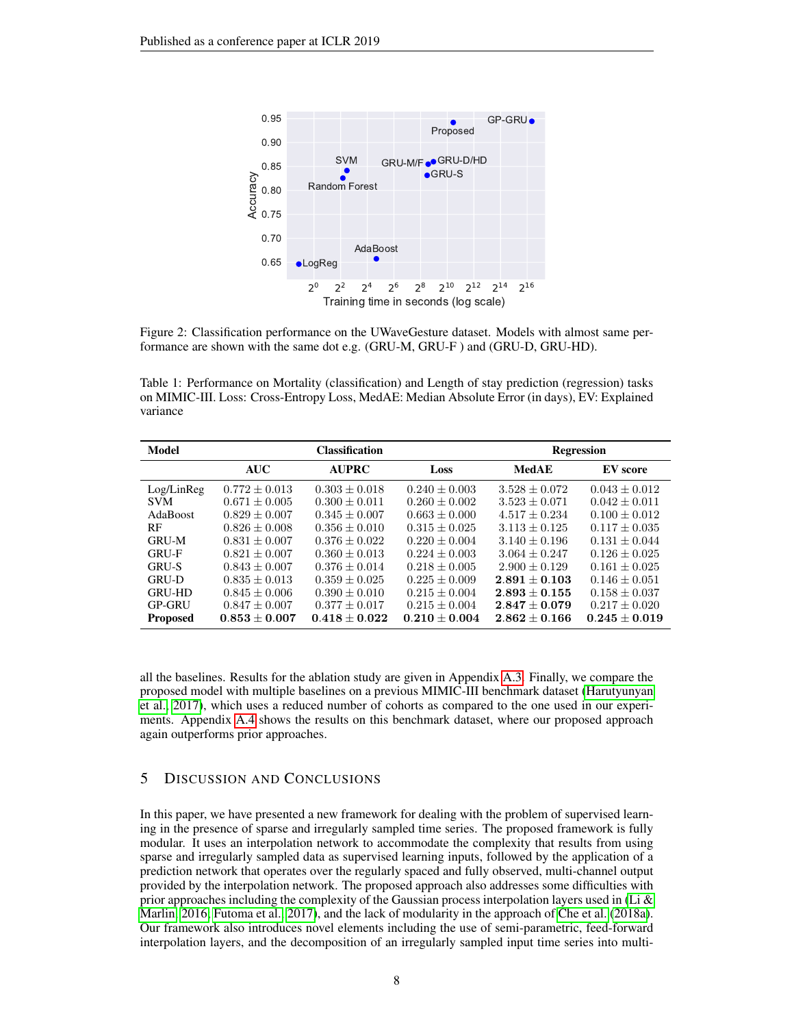Figure 2: Classification performance on the UWaveGesture dataset. Models with almost same performance are shown with the same dot e.g. (GRU-M, GRU-F ) and (GRU-D, GRU-HD).

Table 1: Performance on Mortality (classification) and Length of stay prediction (regression) tasks on MIMIC-III. Loss: Cross-Entropy Loss, MedAE: Median Absolute Error (in days), EV: Explained variance

| Model | Classification | | | Regression | |
|---|---|---|---|---|---|
| | AUC | AUPRC | Loss | MedAE | EV score |
| Log/LinReg | $0.772 \pm 0.013$ | $0.303 \pm 0.018$ | $0.240 \pm 0.003$ | $3.528 \pm 0.072$ | $0.043 \pm 0.012$ |
| SVM | $0.671 \pm 0.005$ | $0.300 \pm 0.011$ | $0.260 \pm 0.002$ | $3.523 \pm 0.071$ | $0.042 \pm 0.011$ |
| AdaBoost | $0.829 \pm 0.007$ | $0.345 \pm 0.007$ | $0.663 \pm 0.000$ | $4.517 \pm 0.234$ | $0.100 \pm 0.012$ |
| RF | $0.826 \pm 0.008$ | $0.356 \pm 0.010$ | $0.315 \pm 0.025$ | $3.113 \pm 0.125$ | $0.117 \pm 0.035$ |
| GRU-M | $0.831 \pm 0.007$ | $0.376 \pm 0.022$ | $0.220 \pm 0.004$ | $3.140 \pm 0.196$ | $0.131 \pm 0.044$ |
| GRU-F | $0.821 \pm 0.007$ | $0.360 \pm 0.013$ | $0.224 \pm 0.003$ | $3.064 \pm 0.247$ | $0.126 \pm 0.025$ |
| GRU-S | $0.843 \pm 0.007$ | $0.376 \pm 0.014$ | $0.218 \pm 0.005$ | $2.900 \pm 0.129$ | $0.161 \pm 0.025$ |
| GRU-D | $0.835 \pm 0.013$ | $0.359 \pm 0.025$ | $0.225 \pm 0.009$ | $\mathbf{2.891 \pm 0.103}$ | $0.146 \pm 0.051$ |
| GRU-HD | $0.845 \pm 0.006$ | $0.390 \pm 0.010$ | $0.215 \pm 0.004$ | $\mathbf{2.893 \pm 0.155}$ | $0.158 \pm 0.037$ |
| GP-GRU | $0.847 \pm 0.007$ | $0.377 \pm 0.017$ | $0.215 \pm 0.004$ | $\mathbf{2.847 \pm 0.079}$ | $0.217 \pm 0.020$ |
| **Proposed** | $\mathbf{0.853 \pm 0.007}$ | $\mathbf{0.418 \pm 0.022}$ | $\mathbf{0.210 \pm 0.004}$ | $\mathbf{2.862 \pm 0.166}$ | $\mathbf{0.245 \pm 0.019}$ |

all the baselines. Results for the ablation study are given in Appendix A.3. Finally, we compare the proposed model with multiple baselines on a previous MIMIC-III benchmark dataset (Harutyunyan et al., 2017), which uses a reduced number of cohorts as compared to the one used in our experiments. Appendix A.4 shows the results on this benchmark dataset, where our proposed approach again outperforms prior approaches.

## 5 Discussion and Conclusions

In this paper, we have presented a new framework for dealing with the problem of supervised learning in the presence of sparse and irregularly sampled time series. The proposed framework is fully modular. It uses an interpolation network to accommodate the complexity that results from using sparse and irregularly sampled data as supervised learning inputs, followed by the application of a prediction network that operates over the regularly spaced and fully observed, multi-channel output provided by the interpolation network. The proposed approach also addresses some difficulties with prior approaches including the complexity of the Gaussian process interpolation layers used in (Li & Marlin, 2016; Futoma et al., 2017), and the lack of modularity in the approach of Che et al. (2018a). Our framework also introduces novel elements including the use of semi-parametric, feed-forward interpolation layers, and the decomposition of an irregularly sampled input time series into multi-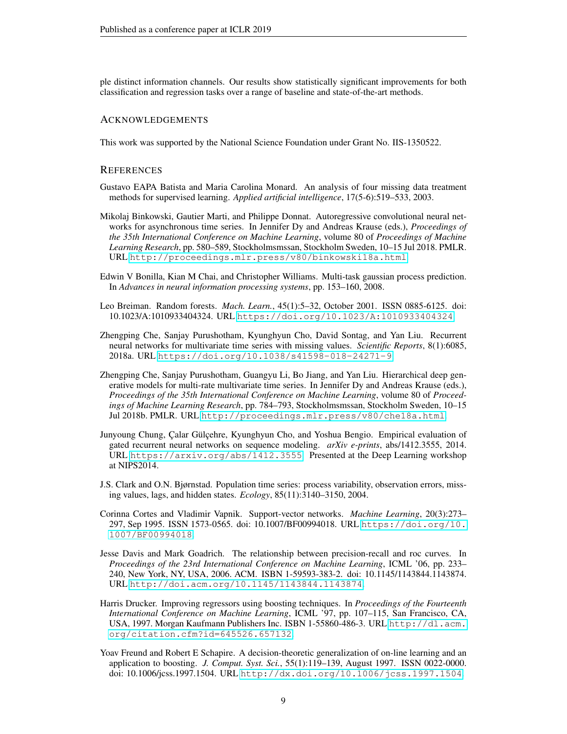ple distinct information channels. Our results show statistically significant improvements for both classification and regression tasks over a range of baseline and state-of-the-art methods.

## Acknowledgements

This work was supported by the National Science Foundation under Grant No. IIS-1350522.

## References

Gustavo EAPA Batista and Maria Carolina Monard. An analysis of four missing data treatment methods for supervised learning. *Applied artificial intelligence*, 17(5-6):519–533, 2003.

Mikolaj Binkowski, Gautier Marti, and Philippe Donnat. Autoregressive convolutional neural networks for asynchronous time series. In Jennifer Dy and Andreas Krause (eds.), *Proceedings of the 35th International Conference on Machine Learning*, volume 80 of *Proceedings of Machine Learning Research*, pp. 580–589, Stockholmsmssan, Stockholm Sweden, 10–15 Jul 2018. PMLR. URL http://proceedings.mlr.press/v80/binkowski18a.html.

Edwin V Bonilla, Kian M Chai, and Christopher Williams. Multi-task gaussian process prediction. In *Advances in neural information processing systems*, pp. 153–160, 2008.

Leo Breiman. Random forests. *Mach. Learn.*, 45(1):5–32, October 2001. ISSN 0885-6125. doi: 10.1023/A:1010933404324. URL https://doi.org/10.1023/A:1010933404324.

Zhengping Che, Sanjay Purushotham, Kyunghyun Cho, David Sontag, and Yan Liu. Recurrent neural networks for multivariate time series with missing values. *Scientific Reports*, 8(1):6085, 2018a. URL https://doi.org/10.1038/s41598-018-24271-9.

Zhengping Che, Sanjay Purushotham, Guangyu Li, Bo Jiang, and Yan Liu. Hierarchical deep generative models for multi-rate multivariate time series. In Jennifer Dy and Andreas Krause (eds.), *Proceedings of the 35th International Conference on Machine Learning*, volume 80 of *Proceedings of Machine Learning Research*, pp. 784–793, Stockholmsmssan, Stockholm Sweden, 10–15 Jul 2018b. PMLR. URL http://proceedings.mlr.press/v80/che18a.html.

Junyoung Chung, Çalar Gülçehre, Kyunghyun Cho, and Yoshua Bengio. Empirical evaluation of gated recurrent neural networks on sequence modeling. *arXiv e-prints*, abs/1412.3555, 2014. URL https://arxiv.org/abs/1412.3555. Presented at the Deep Learning workshop at NIPS2014.

J.S. Clark and O.N. Bjørnstad. Population time series: process variability, observation errors, missing values, lags, and hidden states. *Ecology*, 85(11):3140–3150, 2004.

Corinna Cortes and Vladimir Vapnik. Support-vector networks. *Machine Learning*, 20(3):273–297, Sep 1995. ISSN 1573-0565. doi: 10.1007/BF00994018. URL https://doi.org/10.1007/BF00994018.

Jesse Davis and Mark Goadrich. The relationship between precision-recall and roc curves. In *Proceedings of the 23rd International Conference on Machine Learning*, ICML '06, pp. 233–240, New York, NY, USA, 2006. ACM. ISBN 1-59593-383-2. doi: 10.1145/1143844.1143874. URL http://doi.acm.org/10.1145/1143844.1143874.

Harris Drucker. Improving regressors using boosting techniques. In *Proceedings of the Fourteenth International Conference on Machine Learning*, ICML '97, pp. 107–115, San Francisco, CA, USA, 1997. Morgan Kaufmann Publishers Inc. ISBN 1-55860-486-3. URL http://dl.acm.org/citation.cfm?id=645526.657132.

Yoav Freund and Robert E Schapire. A decision-theoretic generalization of on-line learning and an application to boosting. *J. Comput. Syst. Sci.*, 55(1):119–139, August 1997. ISSN 0022-0000. doi: 10.1006/jcss.1997.1504. URL http://dx.doi.org/10.1006/jcss.1997.1504.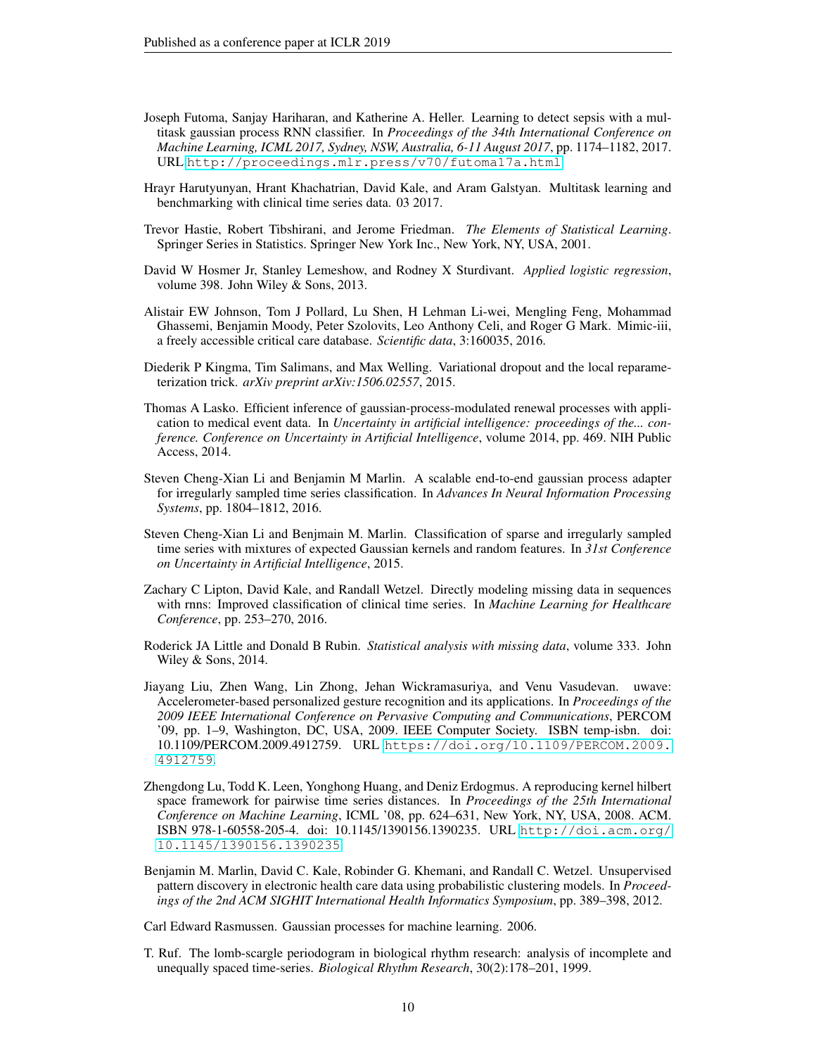Joseph Futoma, Sanjay Hariharan, and Katherine A. Heller. Learning to detect sepsis with a multitask gaussian process RNN classifier. In *Proceedings of the 34th International Conference on Machine Learning, ICML 2017, Sydney, NSW, Australia, 6-11 August 2017*, pp. 1174–1182, 2017. URL http://proceedings.mlr.press/v70/futoma17a.html.

Hrayr Harutyunyan, Hrant Khachatrian, David Kale, and Aram Galstyan. Multitask learning and benchmarking with clinical time series data. 03 2017.

Trevor Hastie, Robert Tibshirani, and Jerome Friedman. *The Elements of Statistical Learning*. Springer Series in Statistics. Springer New York Inc., New York, NY, USA, 2001.

David W Hosmer Jr, Stanley Lemeshow, and Rodney X Sturdivant. *Applied logistic regression*, volume 398. John Wiley & Sons, 2013.

Alistair EW Johnson, Tom J Pollard, Lu Shen, H Lehman Li-wei, Mengling Feng, Mohammad Ghassemi, Benjamin Moody, Peter Szolovits, Leo Anthony Celi, and Roger G Mark. Mimic-iii, a freely accessible critical care database. *Scientific data*, 3:160035, 2016.

Diederik P Kingma, Tim Salimans, and Max Welling. Variational dropout and the local reparameterization trick. *arXiv preprint arXiv:1506.02557*, 2015.

Thomas A Lasko. Efficient inference of gaussian-process-modulated renewal processes with application to medical event data. In *Uncertainty in artificial intelligence: proceedings of the... conference. Conference on Uncertainty in Artificial Intelligence*, volume 2014, pp. 469. NIH Public Access, 2014.

Steven Cheng-Xian Li and Benjamin M Marlin. A scalable end-to-end gaussian process adapter for irregularly sampled time series classification. In *Advances In Neural Information Processing Systems*, pp. 1804–1812, 2016.

Steven Cheng-Xian Li and Benjmain M. Marlin. Classification of sparse and irregularly sampled time series with mixtures of expected Gaussian kernels and random features. In *31st Conference on Uncertainty in Artificial Intelligence*, 2015.

Zachary C Lipton, David Kale, and Randall Wetzel. Directly modeling missing data in sequences with rnns: Improved classification of clinical time series. In *Machine Learning for Healthcare Conference*, pp. 253–270, 2016.

Roderick JA Little and Donald B Rubin. *Statistical analysis with missing data*, volume 333. John Wiley & Sons, 2014.

Jiayang Liu, Zhen Wang, Lin Zhong, Jehan Wickramasuriya, and Venu Vasudevan. uwave: Accelerometer-based personalized gesture recognition and its applications. In *Proceedings of the 2009 IEEE International Conference on Pervasive Computing and Communications*, PERCOM '09, pp. 1–9, Washington, DC, USA, 2009. IEEE Computer Society. ISBN temp-isbn. doi: 10.1109/PERCOM.2009.4912759. URL https://doi.org/10.1109/PERCOM.2009.4912759.

Zhengdong Lu, Todd K. Leen, Yonghong Huang, and Deniz Erdogmus. A reproducing kernel hilbert space framework for pairwise time series distances. In *Proceedings of the 25th International Conference on Machine Learning*, ICML '08, pp. 624–631, New York, NY, USA, 2008. ACM. ISBN 978-1-60558-205-4. doi: 10.1145/1390156.1390235. URL http://doi.acm.org/10.1145/1390156.1390235.

Benjamin M. Marlin, David C. Kale, Robinder G. Khemani, and Randall C. Wetzel. Unsupervised pattern discovery in electronic health care data using probabilistic clustering models. In *Proceedings of the 2nd ACM SIGHIT International Health Informatics Symposium*, pp. 389–398, 2012.

Carl Edward Rasmussen. Gaussian processes for machine learning. 2006.

T. Ruf. The lomb-scargle periodogram in biological rhythm research: analysis of incomplete and unequally spaced time-series. *Biological Rhythm Research*, 30(2):178–201, 1999.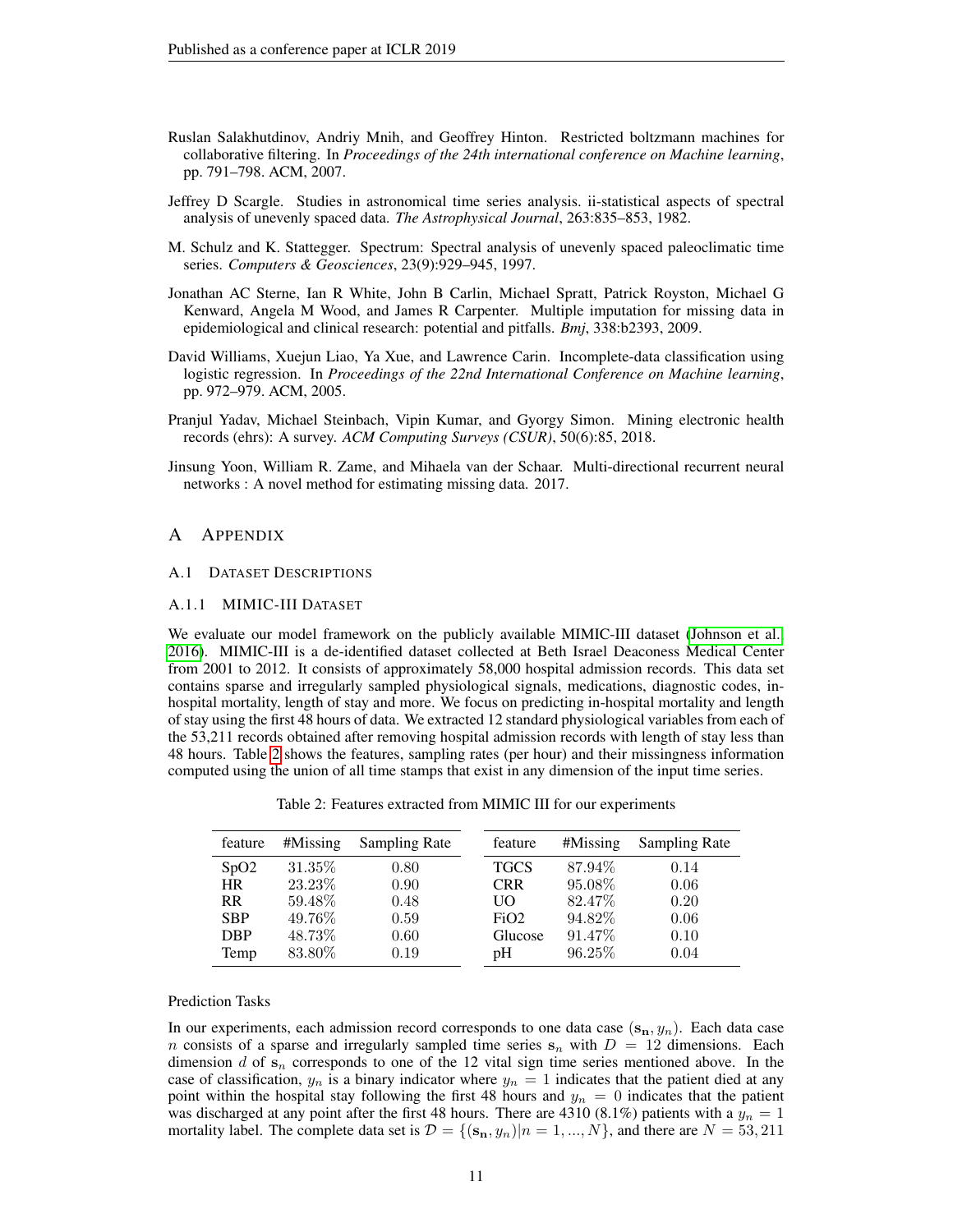Ruslan Salakhutdinov, Andriy Mnih, and Geoffrey Hinton. Restricted boltzmann machines for collaborative filtering. In *Proceedings of the 24th international conference on Machine learning*, pp. 791–798. ACM, 2007.

Jeffrey D Scargle. Studies in astronomical time series analysis. ii-statistical aspects of spectral analysis of unevenly spaced data. *The Astrophysical Journal*, 263:835–853, 1982.

M. Schulz and K. Stattegger. Spectrum: Spectral analysis of unevenly spaced paleoclimatic time series. *Computers & Geosciences*, 23(9):929–945, 1997.

Jonathan AC Sterne, Ian R White, John B Carlin, Michael Spratt, Patrick Royston, Michael G Kenward, Angela M Wood, and James R Carpenter. Multiple imputation for missing data in epidemiological and clinical research: potential and pitfalls. *Bmj*, 338:b2393, 2009.

David Williams, Xuejun Liao, Ya Xue, and Lawrence Carin. Incomplete-data classification using logistic regression. In *Proceedings of the 22nd International Conference on Machine learning*, pp. 972–979. ACM, 2005.

Pranjul Yadav, Michael Steinbach, Vipin Kumar, and Gyorgy Simon. Mining electronic health records (ehrs): A survey. *ACM Computing Surveys (CSUR)*, 50(6):85, 2018.

Jinsung Yoon, William R. Zame, and Mihaela van der Schaar. Multi-directional recurrent neural networks : A novel method for estimating missing data. 2017.

# A Appendix

## A.1 Dataset Descriptions

### A.1.1 MIMIC-III Dataset

We evaluate our model framework on the publicly available MIMIC-III dataset (Johnson et al., 2016). MIMIC-III is a de-identified dataset collected at Beth Israel Deaconess Medical Center from 2001 to 2012. It consists of approximately 58,000 hospital admission records. This data set contains sparse and irregularly sampled physiological signals, medications, diagnostic codes, in-hospital mortality, length of stay and more. We focus on predicting in-hospital mortality and length of stay using the first 48 hours of data. We extracted 12 standard physiological variables from each of the 53,211 records obtained after removing hospital admission records with length of stay less than 48 hours. Table 2 shows the features, sampling rates (per hour) and their missingness information computed using the union of all time stamps that exist in any dimension of the input time series.

Table 2: Features extracted from MIMIC III for our experiments

| feature | #Missing | Sampling Rate | feature | #Missing | Sampling Rate |
|---|---|---|---|---|---|
| SpO2 | 31.35% | 0.80 | TGCS | 87.94% | 0.14 |
| HR | 23.23% | 0.90 | CRR | 95.08% | 0.06 |
| RR | 59.48% | 0.48 | UO | 82.47% | 0.20 |
| SBP | 49.76% | 0.59 | FiO2 | 94.82% | 0.06 |
| DBP | 48.73% | 0.60 | Glucose | 91.47% | 0.10 |
| Temp | 83.80% | 0.19 | pH | 96.25% | 0.04 |

Prediction Tasks

In our experiments, each admission record corresponds to one data case $(\mathbf{s_n}, y_n)$. Each data case $n$ consists of a sparse and irregularly sampled time series $\mathbf{s}_n$ with $D = 12$ dimensions. Each dimension $d$ of $\mathbf{s}_n$ corresponds to one of the 12 vital sign time series mentioned above. In the case of classification, $y_n$ is a binary indicator where $y_n = 1$ indicates that the patient died at any point within the hospital stay following the first 48 hours and $y_n = 0$ indicates that the patient was discharged at any point after the first 48 hours. There are 4310 (8.1%) patients with a $y_n = 1$ mortality label. The complete data set is $\mathcal{D} = \{(\mathbf{s_n}, y_n)|n = 1, ..., N\}$, and there are $N = 53,211$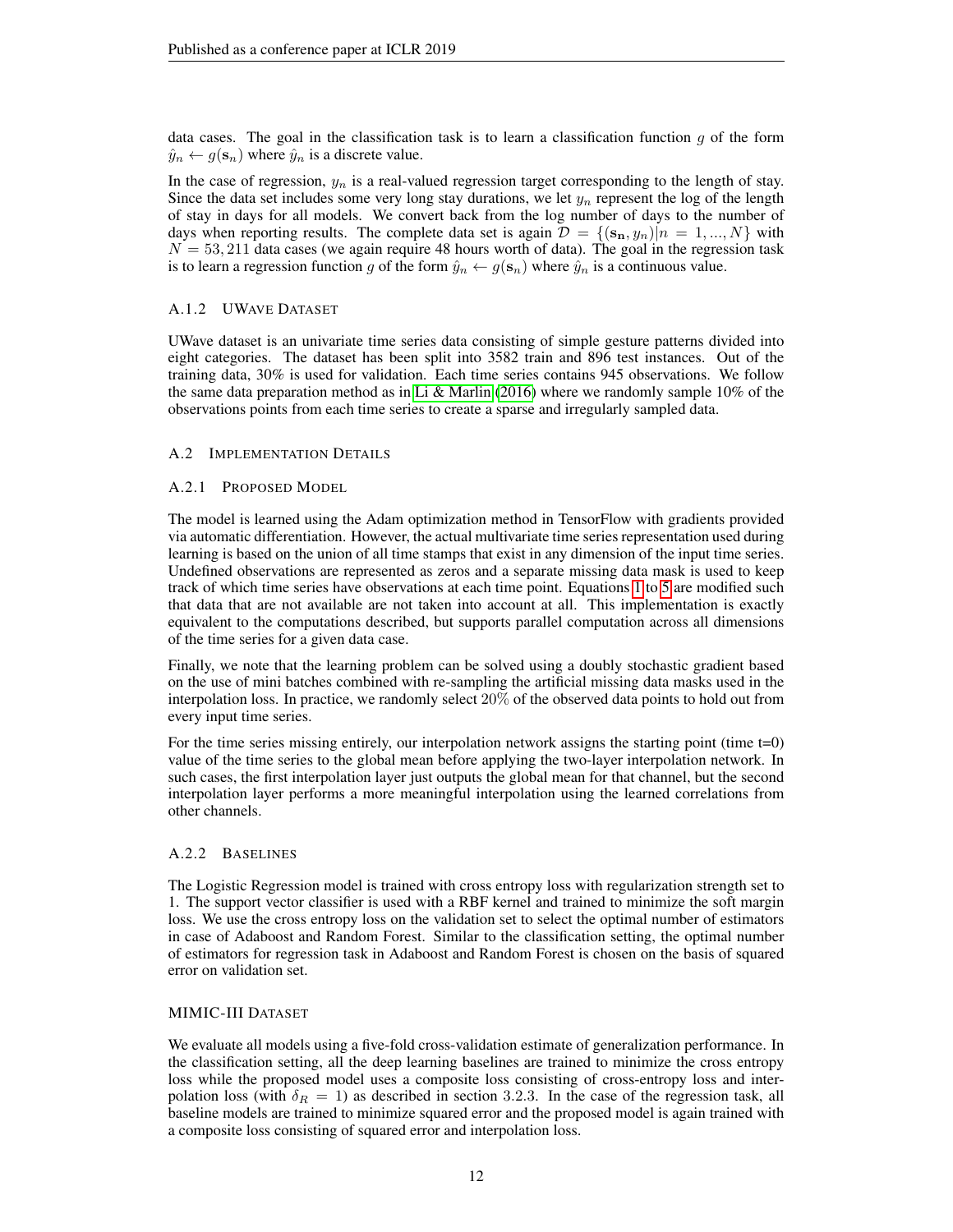data cases. The goal in the classification task is to learn a classification function $g$ of the form $\hat{y}_n \leftarrow g(\mathbf{s}_n)$ where $\hat{y}_n$ is a discrete value.

In the case of regression, $y_n$ is a real-valued regression target corresponding to the length of stay. Since the data set includes some very long stay durations, we let $y_n$ represent the log of the length of stay in days for all models. We convert back from the log number of days to the number of days when reporting results. The complete data set is again $\mathcal{D} = \{(\mathbf{s_n}, y_n)|n = 1, ..., N\}$ with $N = 53,211$ data cases (we again require 48 hours worth of data). The goal in the regression task is to learn a regression function $g$ of the form $\hat{y}_n \leftarrow g(\mathbf{s}_n)$ where $\hat{y}_n$ is a continuous value.

#### A.1.2 UWave Dataset

UWave dataset is an univariate time series data consisting of simple gesture patterns divided into eight categories. The dataset has been split into 3582 train and 896 test instances. Out of the training data, 30% is used for validation. Each time series contains 945 observations. We follow the same data preparation method as in Li & Marlin (2016) where we randomly sample 10% of the observations points from each time series to create a sparse and irregularly sampled data.

### A.2 Implementation Details

#### A.2.1 Proposed Model

The model is learned using the Adam optimization method in TensorFlow with gradients provided via automatic differentiation. However, the actual multivariate time series representation used during learning is based on the union of all time stamps that exist in any dimension of the input time series. Undefined observations are represented as zeros and a separate missing data mask is used to keep track of which time series have observations at each time point. Equations 1 to 5 are modified such that data that are not available are not taken into account at all. This implementation is exactly equivalent to the computations described, but supports parallel computation across all dimensions of the time series for a given data case.

Finally, we note that the learning problem can be solved using a doubly stochastic gradient based on the use of mini batches combined with re-sampling the artificial missing data masks used in the interpolation loss. In practice, we randomly select $20\%$ of the observed data points to hold out from every input time series.

For the time series missing entirely, our interpolation network assigns the starting point (time t=0) value of the time series to the global mean before applying the two-layer interpolation network. In such cases, the first interpolation layer just outputs the global mean for that channel, but the second interpolation layer performs a more meaningful interpolation using the learned correlations from other channels.

#### A.2.2 Baselines

The Logistic Regression model is trained with cross entropy loss with regularization strength set to 1. The support vector classifier is used with a RBF kernel and trained to minimize the soft margin loss. We use the cross entropy loss on the validation set to select the optimal number of estimators in case of Adaboost and Random Forest. Similar to the classification setting, the optimal number of estimators for regression task in Adaboost and Random Forest is chosen on the basis of squared error on validation set.

#### MIMIC-III Dataset

We evaluate all models using a five-fold cross-validation estimate of generalization performance. In the classification setting, all the deep learning baselines are trained to minimize the cross entropy loss while the proposed model uses a composite loss consisting of cross-entropy loss and interpolation loss (with $\delta_R = 1$) as described in section 3.2.3. In the case of the regression task, all baseline models are trained to minimize squared error and the proposed model is again trained with a composite loss consisting of squared error and interpolation loss.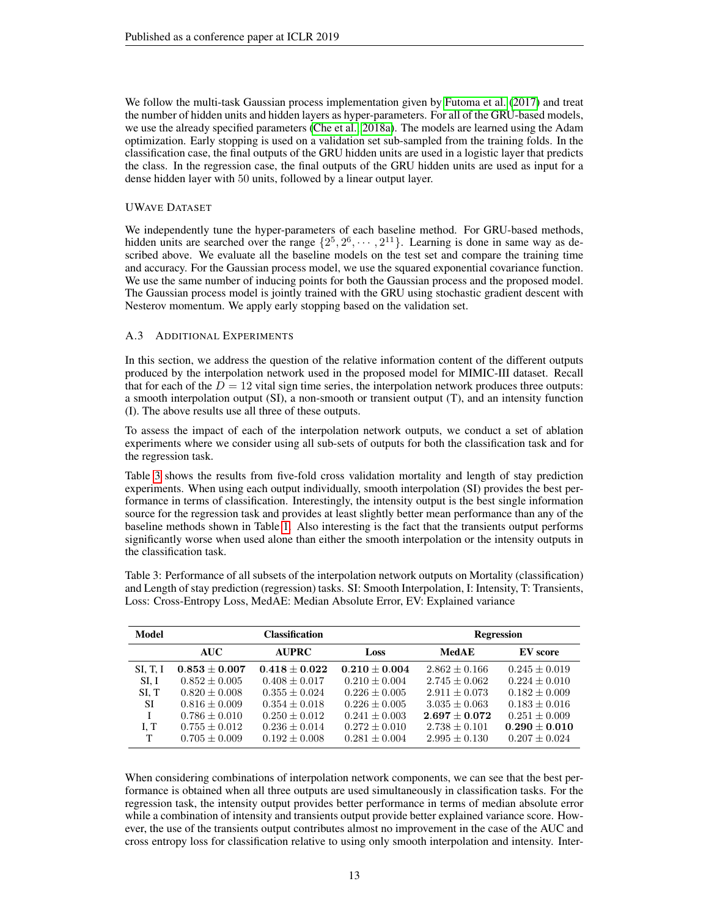We follow the multi-task Gaussian process implementation given by Futoma et al. (2017) and treat the number of hidden units and hidden layers as hyper-parameters. For all of the GRU-based models, we use the already specified parameters (Che et al., 2018a). The models are learned using the Adam optimization. Early stopping is used on a validation set sub-sampled from the training folds. In the classification case, the final outputs of the GRU hidden units are used in a logistic layer that predicts the class. In the regression case, the final outputs of the GRU hidden units are used as input for a dense hidden layer with 50 units, followed by a linear output layer.

#### UWave Dataset

We independently tune the hyper-parameters of each baseline method. For GRU-based methods, hidden units are searched over the range $\{2^5, 2^6, \cdots, 2^{11}\}$. Learning is done in same way as described above. We evaluate all the baseline models on the test set and compare the training time and accuracy. For the Gaussian process model, we use the squared exponential covariance function. We use the same number of inducing points for both the Gaussian process and the proposed model. The Gaussian process model is jointly trained with the GRU using stochastic gradient descent with Nesterov momentum. We apply early stopping based on the validation set.

### A.3 Additional Experiments

In this section, we address the question of the relative information content of the different outputs produced by the interpolation network used in the proposed model for MIMIC-III dataset. Recall that for each of the $D = 12$ vital sign time series, the interpolation network produces three outputs: a smooth interpolation output (SI), a non-smooth or transient output (T), and an intensity function (I). The above results use all three of these outputs.

To assess the impact of each of the interpolation network outputs, we conduct a set of ablation experiments where we consider using all sub-sets of outputs for both the classification task and for the regression task.

Table 3 shows the results from five-fold cross validation mortality and length of stay prediction experiments. When using each output individually, smooth interpolation (SI) provides the best performance in terms of classification. Interestingly, the intensity output is the best single information source for the regression task and provides at least slightly better mean performance than any of the baseline methods shown in Table 1. Also interesting is the fact that the transients output performs significantly worse when used alone than either the smooth interpolation or the intensity outputs in the classification task.

Table 3: Performance of all subsets of the interpolation network outputs on Mortality (classification) and Length of stay prediction (regression) tasks. SI: Smooth Interpolation, I: Intensity, T: Transients, Loss: Cross-Entropy Loss, MedAE: Median Absolute Error, EV: Explained variance

| **Model** | **Classification** | | | **Regression** | |
|---|---|---|---|---|---|
| | **AUC** | **AUPRC** | **Loss** | **MedAE** | **EV score** |
| SI, T, I | $\mathbf{0.853 \pm 0.007}$ | $\mathbf{0.418 \pm 0.022}$ | $\mathbf{0.210 \pm 0.004}$ | $2.862 \pm 0.166$ | $0.245 \pm 0.019$ |
| SI, I | $0.852 \pm 0.005$ | $0.408 \pm 0.017$ | $0.210 \pm 0.004$ | $2.745 \pm 0.062$ | $0.224 \pm 0.010$ |
| SI, T | $0.820 \pm 0.008$ | $0.355 \pm 0.024$ | $0.226 \pm 0.005$ | $2.911 \pm 0.073$ | $0.182 \pm 0.009$ |
| SI | $0.816 \pm 0.009$ | $0.354 \pm 0.018$ | $0.226 \pm 0.005$ | $3.035 \pm 0.063$ | $0.183 \pm 0.016$ |
| I | $0.786 \pm 0.010$ | $0.250 \pm 0.012$ | $0.241 \pm 0.003$ | $\mathbf{2.697 \pm 0.072}$ | $0.251 \pm 0.009$ |
| I, T | $0.755 \pm 0.012$ | $0.236 \pm 0.014$ | $0.272 \pm 0.010$ | $2.738 \pm 0.101$ | $\mathbf{0.290 \pm 0.010}$ |
| T | $0.705 \pm 0.009$ | $0.192 \pm 0.008$ | $0.281 \pm 0.004$ | $2.995 \pm 0.130$ | $0.207 \pm 0.024$ |

When considering combinations of interpolation network components, we can see that the best performance is obtained when all three outputs are used simultaneously in classification tasks. For the regression task, the intensity output provides better performance in terms of median absolute error while a combination of intensity and transients output provide better explained variance score. However, the use of the transients output contributes almost no improvement in the case of the AUC and cross entropy loss for classification relative to using only smooth interpolation and intensity. Inter-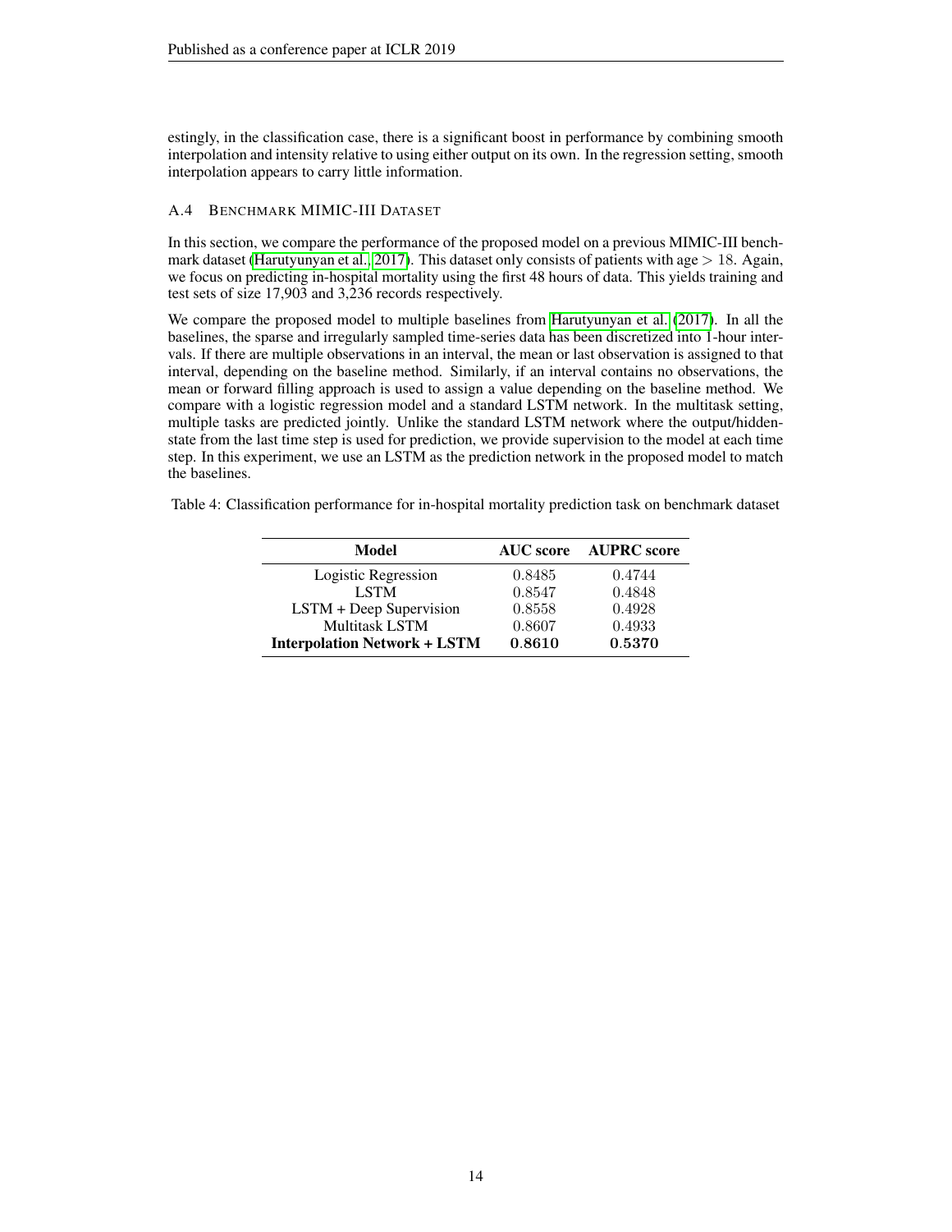estingly, in the classification case, there is a significant boost in performance by combining smooth interpolation and intensity relative to using either output on its own. In the regression setting, smooth interpolation appears to carry little information.

### A.4 Benchmark MIMIC-III Dataset

In this section, we compare the performance of the proposed model on a previous MIMIC-III benchmark dataset (Harutyunyan et al., 2017). This dataset only consists of patients with age $> 18$. Again, we focus on predicting in-hospital mortality using the first 48 hours of data. This yields training and test sets of size 17,903 and 3,236 records respectively.

We compare the proposed model to multiple baselines from Harutyunyan et al. (2017). In all the baselines, the sparse and irregularly sampled time-series data has been discretized into 1-hour intervals. If there are multiple observations in an interval, the mean or last observation is assigned to that interval, depending on the baseline method. Similarly, if an interval contains no observations, the mean or forward filling approach is used to assign a value depending on the baseline method. We compare with a logistic regression model and a standard LSTM network. In the multitask setting, multiple tasks are predicted jointly. Unlike the standard LSTM network where the output/hidden-state from the last time step is used for prediction, we provide supervision to the model at each time step. In this experiment, we use an LSTM as the prediction network in the proposed model to match the baselines.

Table 4: Classification performance for in-hospital mortality prediction task on benchmark dataset

| Model | AUC score | AUPRC score |
|---|---|---|
| Logistic Regression | 0.8485 | 0.4744 |
| LSTM | 0.8547 | 0.4848 |
| LSTM + Deep Supervision | 0.8558 | 0.4928 |
| Multitask LSTM | 0.8607 | 0.4933 |
| **Interpolation Network + LSTM** | **0.8610** | **0.5370** |